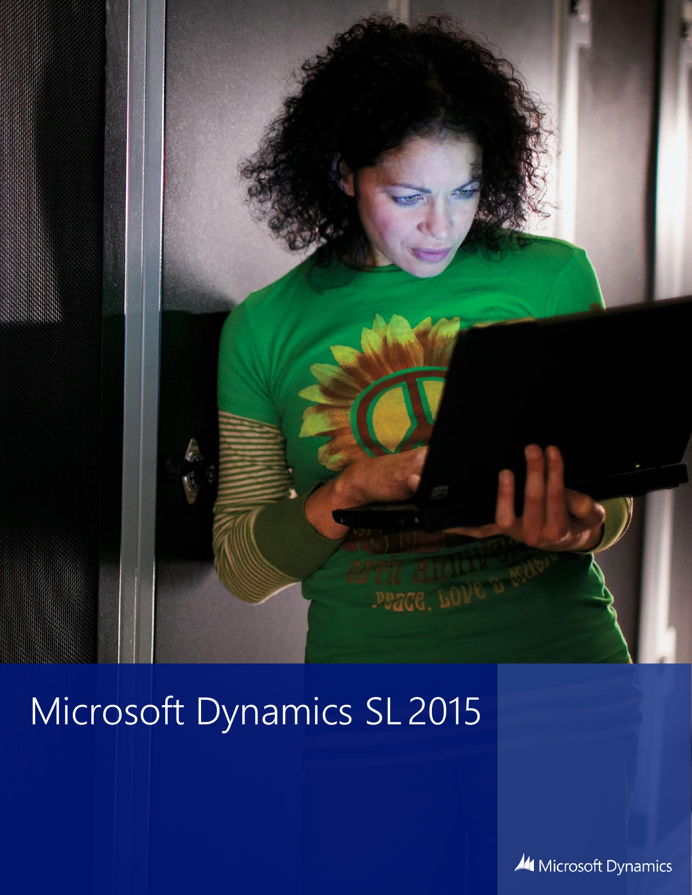# Microsoft Dynamics SL 2015

Microsoft Dynamics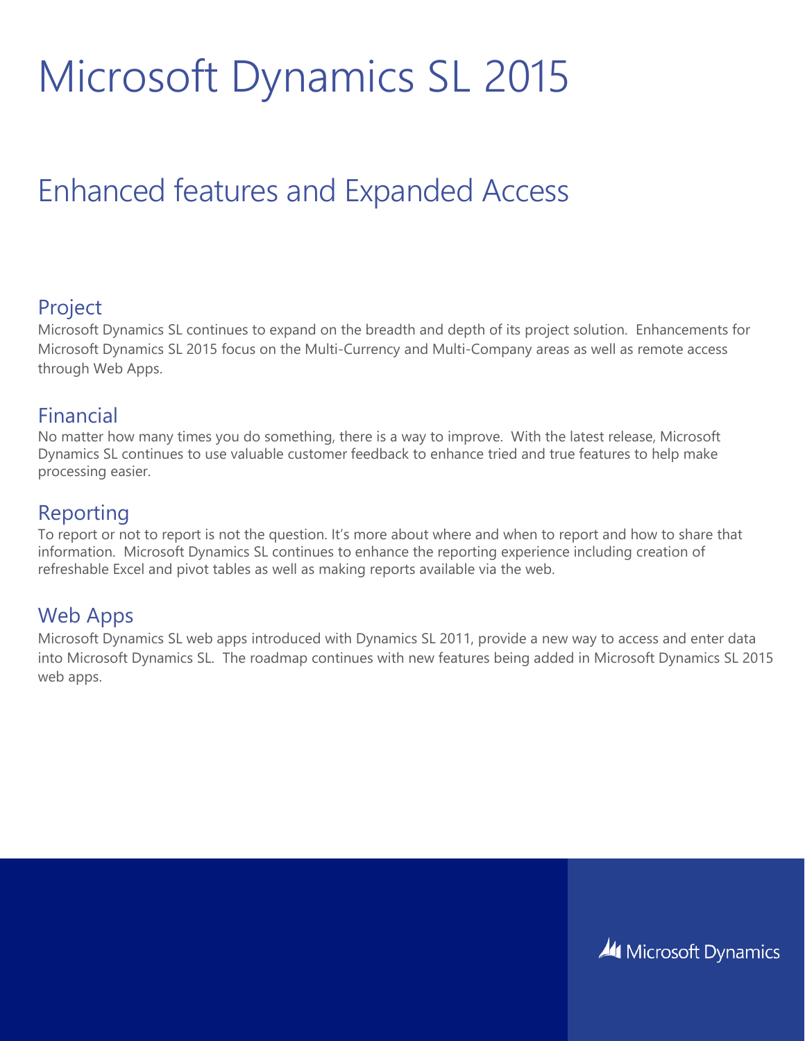# Microsoft Dynamics SL 2015

## Enhanced features and Expanded Access

### Project

Microsoft Dynamics SL continues to expand on the breadth and depth of its project solution. Enhancements for Microsoft Dynamics SL 2015 focus on the Multi-Currency and Multi-Company areas as well as remote access through Web Apps.

### Financial

No matter how many times you do something, there is a way to improve. With the latest release, Microsoft Dynamics SL continues to use valuable customer feedback to enhance tried and true features to help make processing easier.

### Reporting

To report or not to report is not the question. It's more about where and when to report and how to share that information. Microsoft Dynamics SL continues to enhance the reporting experience including creation of refreshable Excel and pivot tables as well as making reports available via the web.

### Web Apps

Microsoft Dynamics SL web apps introduced with Dynamics SL 2011, provide a new way to access and enter data into Microsoft Dynamics SL. The roadmap continues with new features being added in Microsoft Dynamics SL 2015 web apps.

Microsoft Dynamics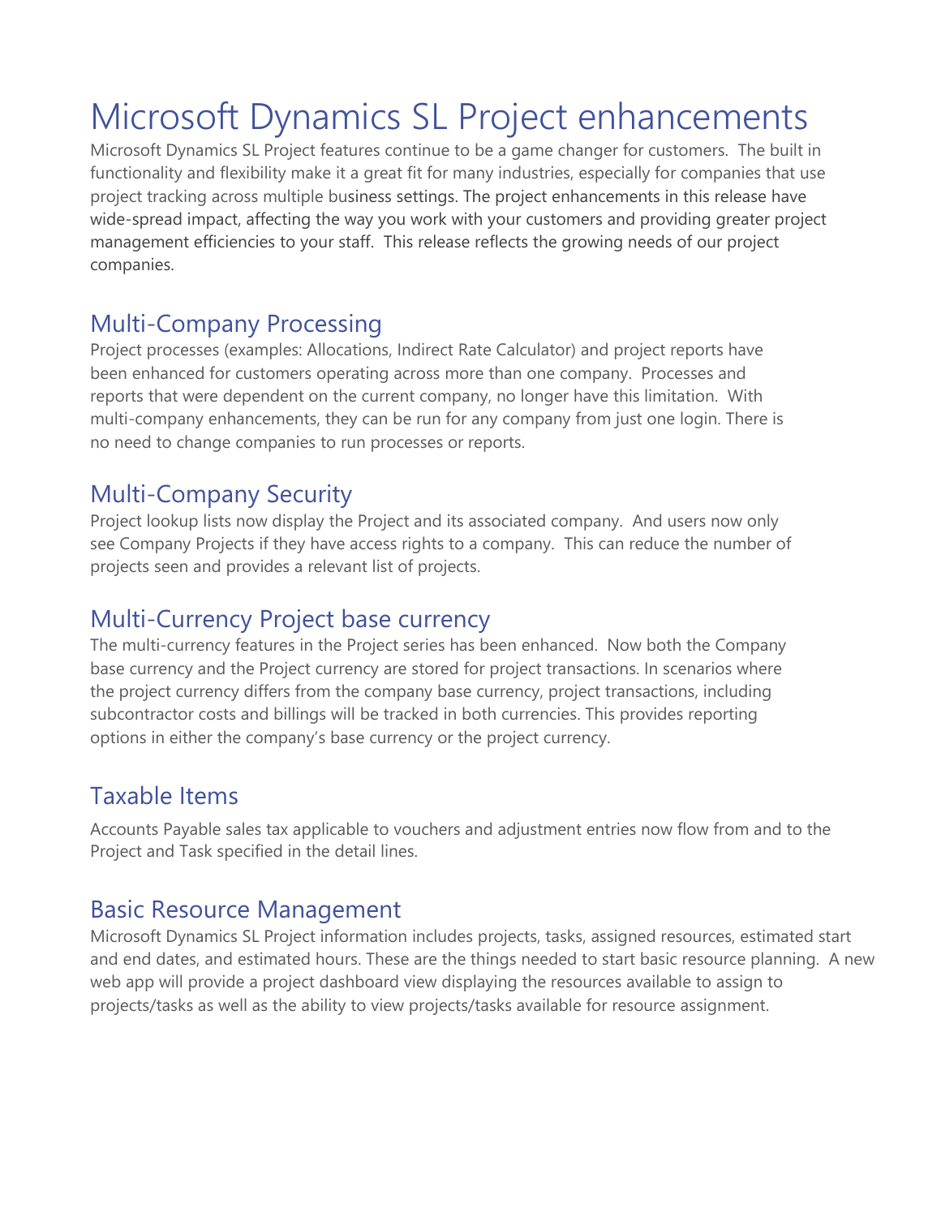# Microsoft Dynamics SL Project enhancements

Microsoft Dynamics SL Project features continue to be a game changer for customers. The built in functionality and flexibility make it a great fit for many industries, especially for companies that use project tracking across multiple business settings. The project enhancements in this release have wide-spread impact, affecting the way you work with your customers and providing greater project management efficiencies to your staff. This release reflects the growing needs of our project companies.

## Multi-Company Processing

Project processes (examples: Allocations, Indirect Rate Calculator) and project reports have been enhanced for customers operating across more than one company. Processes and reports that were dependent on the current company, no longer have this limitation. With multi-company enhancements, they can be run for any company from just one login. There is no need to change companies to run processes or reports.

## Multi-Company Security

Project lookup lists now display the Project and its associated company. And users now only see Company Projects if they have access rights to a company. This can reduce the number of projects seen and provides a relevant list of projects.

## Multi-Currency Project base currency

The multi-currency features in the Project series has been enhanced. Now both the Company base currency and the Project currency are stored for project transactions. In scenarios where the project currency differs from the company base currency, project transactions, including subcontractor costs and billings will be tracked in both currencies. This provides reporting options in either the company's base currency or the project currency.

## Taxable Items

Accounts Payable sales tax applicable to vouchers and adjustment entries now flow from and to the Project and Task specified in the detail lines.

## Basic Resource Management

Microsoft Dynamics SL Project information includes projects, tasks, assigned resources, estimated start and end dates, and estimated hours. These are the things needed to start basic resource planning. A new web app will provide a project dashboard view displaying the resources available to assign to projects/tasks as well as the ability to view projects/tasks available for resource assignment.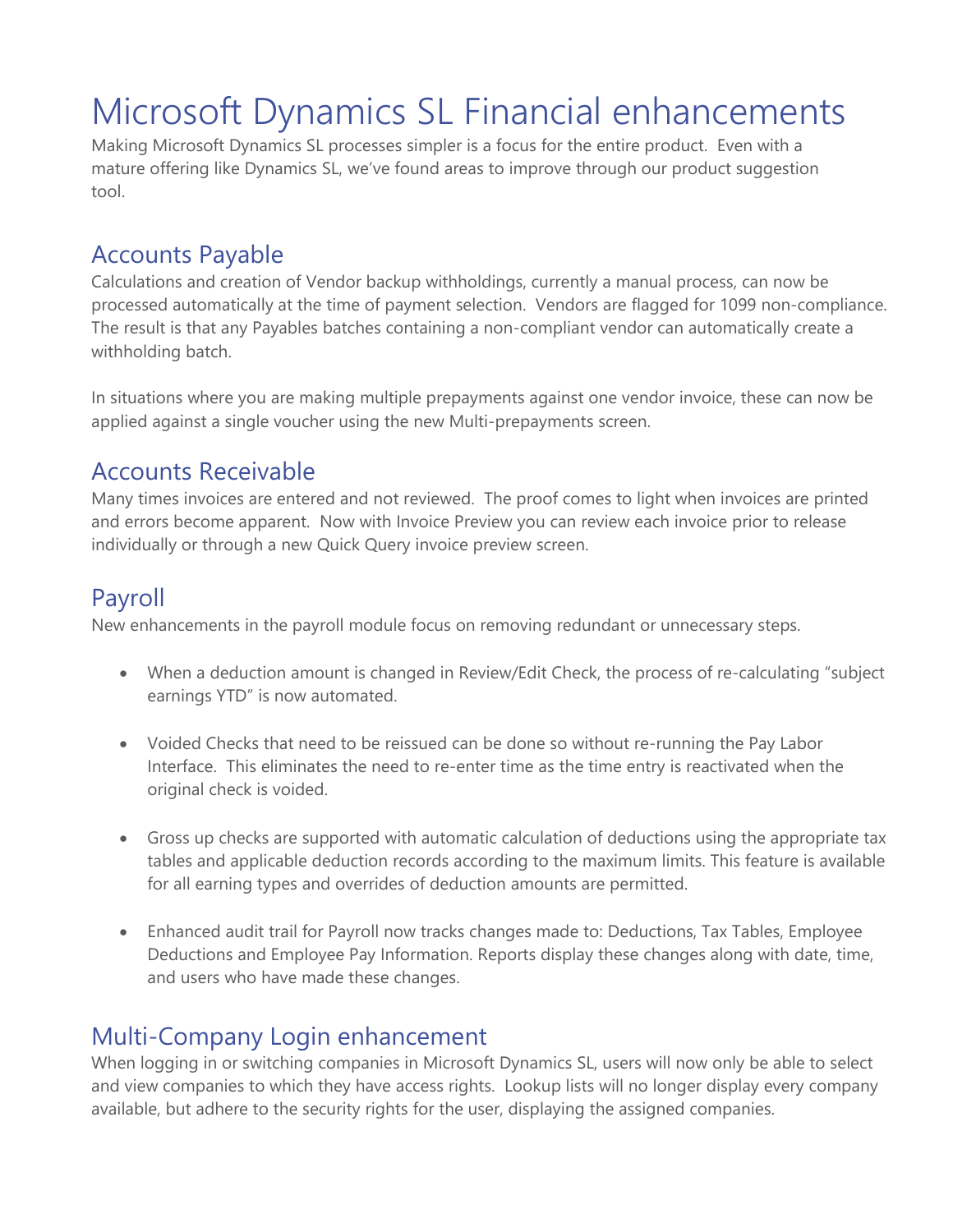# Microsoft Dynamics SL Financial enhancements

Making Microsoft Dynamics SL processes simpler is a focus for the entire product. Even with a mature offering like Dynamics SL, we've found areas to improve through our product suggestion tool.

## Accounts Payable

Calculations and creation of Vendor backup withholdings, currently a manual process, can now be processed automatically at the time of payment selection. Vendors are flagged for 1099 non-compliance. The result is that any Payables batches containing a non-compliant vendor can automatically create a withholding batch.

In situations where you are making multiple prepayments against one vendor invoice, these can now be applied against a single voucher using the new Multi-prepayments screen.

## Accounts Receivable

Many times invoices are entered and not reviewed. The proof comes to light when invoices are printed and errors become apparent. Now with Invoice Preview you can review each invoice prior to release individually or through a new Quick Query invoice preview screen.

## Payroll

New enhancements in the payroll module focus on removing redundant or unnecessary steps.

- When a deduction amount is changed in Review/Edit Check, the process of re-calculating "subject earnings YTD" is now automated.
- Voided Checks that need to be reissued can be done so without re-running the Pay Labor Interface. This eliminates the need to re-enter time as the time entry is reactivated when the original check is voided.
- Gross up checks are supported with automatic calculation of deductions using the appropriate tax tables and applicable deduction records according to the maximum limits. This feature is available for all earning types and overrides of deduction amounts are permitted.
- Enhanced audit trail for Payroll now tracks changes made to: Deductions, Tax Tables, Employee Deductions and Employee Pay Information. Reports display these changes along with date, time, and users who have made these changes.

## Multi-Company Login enhancement

When logging in or switching companies in Microsoft Dynamics SL, users will now only be able to select and view companies to which they have access rights. Lookup lists will no longer display every company available, but adhere to the security rights for the user, displaying the assigned companies.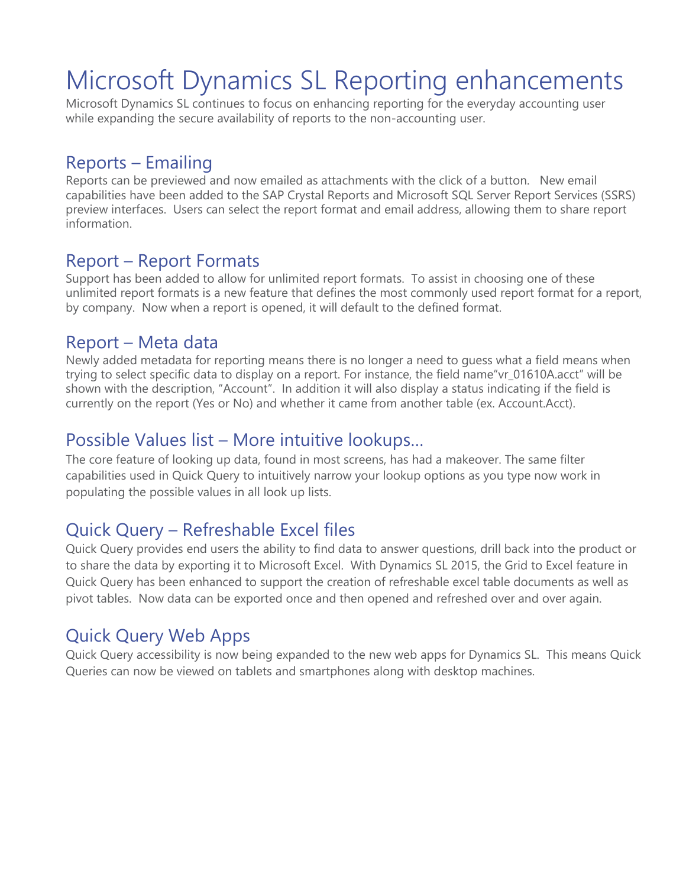# Microsoft Dynamics SL Reporting enhancements

Microsoft Dynamics SL continues to focus on enhancing reporting for the everyday accounting user while expanding the secure availability of reports to the non-accounting user.

## Reports – Emailing

Reports can be previewed and now emailed as attachments with the click of a button. New email capabilities have been added to the SAP Crystal Reports and Microsoft SQL Server Report Services (SSRS) preview interfaces. Users can select the report format and email address, allowing them to share report information.

## Report – Report Formats

Support has been added to allow for unlimited report formats. To assist in choosing one of these unlimited report formats is a new feature that defines the most commonly used report format for a report, by company. Now when a report is opened, it will default to the defined format.

## Report – Meta data

Newly added metadata for reporting means there is no longer a need to guess what a field means when trying to select specific data to display on a report. For instance, the field name"vr_01610A.acct" will be shown with the description, "Account". In addition it will also display a status indicating if the field is currently on the report (Yes or No) and whether it came from another table (ex. Account.Acct).

## Possible Values list – More intuitive lookups…

The core feature of looking up data, found in most screens, has had a makeover. The same filter capabilities used in Quick Query to intuitively narrow your lookup options as you type now work in populating the possible values in all look up lists.

## Quick Query – Refreshable Excel files

Quick Query provides end users the ability to find data to answer questions, drill back into the product or to share the data by exporting it to Microsoft Excel. With Dynamics SL 2015, the Grid to Excel feature in Quick Query has been enhanced to support the creation of refreshable excel table documents as well as pivot tables. Now data can be exported once and then opened and refreshed over and over again.

## Quick Query Web Apps

Quick Query accessibility is now being expanded to the new web apps for Dynamics SL. This means Quick Queries can now be viewed on tablets and smartphones along with desktop machines.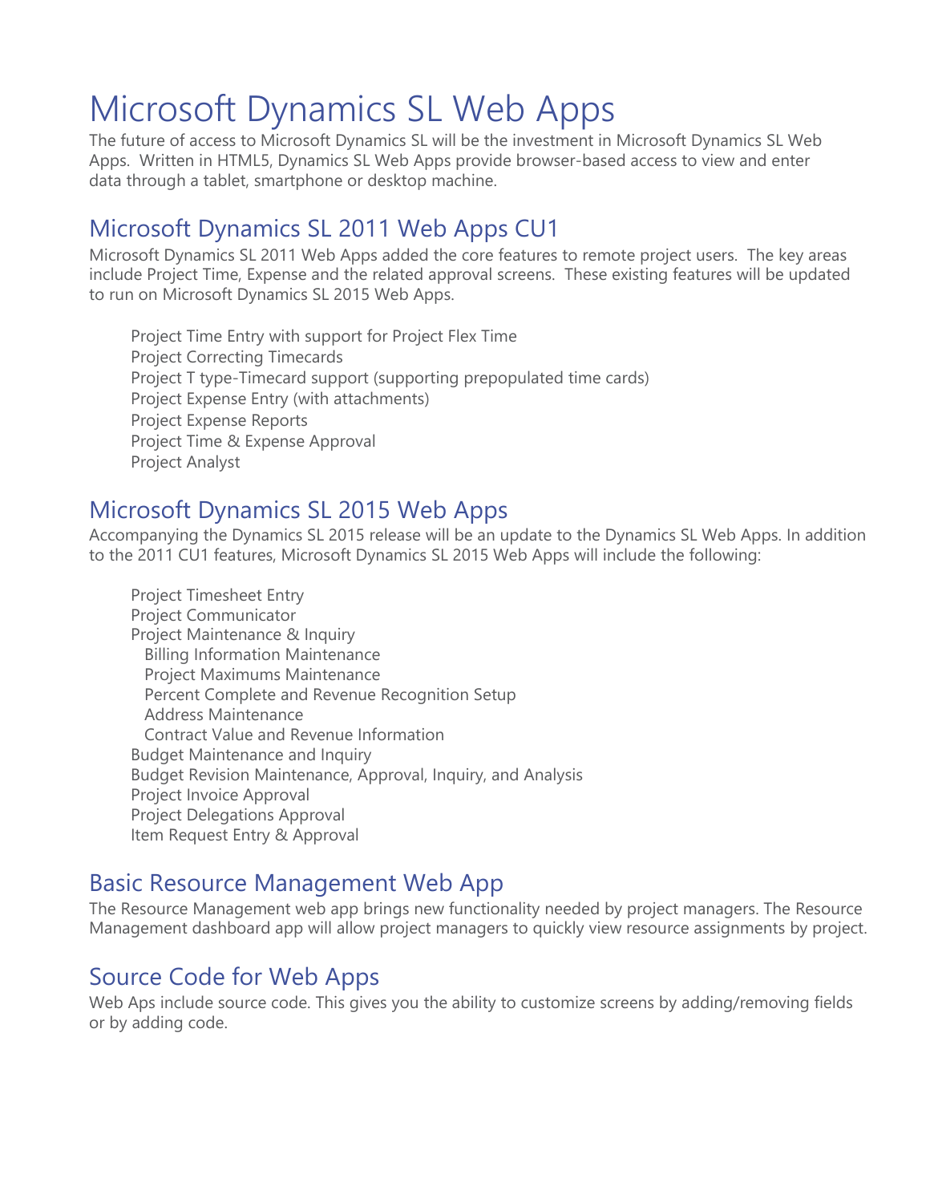# Microsoft Dynamics SL Web Apps

The future of access to Microsoft Dynamics SL will be the investment in Microsoft Dynamics SL Web Apps. Written in HTML5, Dynamics SL Web Apps provide browser-based access to view and enter data through a tablet, smartphone or desktop machine.

## Microsoft Dynamics SL 2011 Web Apps CU1

Microsoft Dynamics SL 2011 Web Apps added the core features to remote project users. The key areas include Project Time, Expense and the related approval screens. These existing features will be updated to run on Microsoft Dynamics SL 2015 Web Apps.

- Project Time Entry with support for Project Flex Time
- Project Correcting Timecards
- Project T type-Timecard support (supporting prepopulated time cards)
- Project Expense Entry (with attachments)
- Project Expense Reports
- Project Time & Expense Approval
- Project Analyst

## Microsoft Dynamics SL 2015 Web Apps

Accompanying the Dynamics SL 2015 release will be an update to the Dynamics SL Web Apps. In addition to the 2011 CU1 features, Microsoft Dynamics SL 2015 Web Apps will include the following:

- Project Timesheet Entry
- Project Communicator
- Project Maintenance & Inquiry
  - Billing Information Maintenance
  - Project Maximums Maintenance
  - Percent Complete and Revenue Recognition Setup
  - Address Maintenance
  - Contract Value and Revenue Information
- Budget Maintenance and Inquiry
- Budget Revision Maintenance, Approval, Inquiry, and Analysis
- Project Invoice Approval
- Project Delegations Approval
- Item Request Entry & Approval

## Basic Resource Management Web App

The Resource Management web app brings new functionality needed by project managers. The Resource Management dashboard app will allow project managers to quickly view resource assignments by project.

## Source Code for Web Apps

Web Aps include source code. This gives you the ability to customize screens by adding/removing fields or by adding code.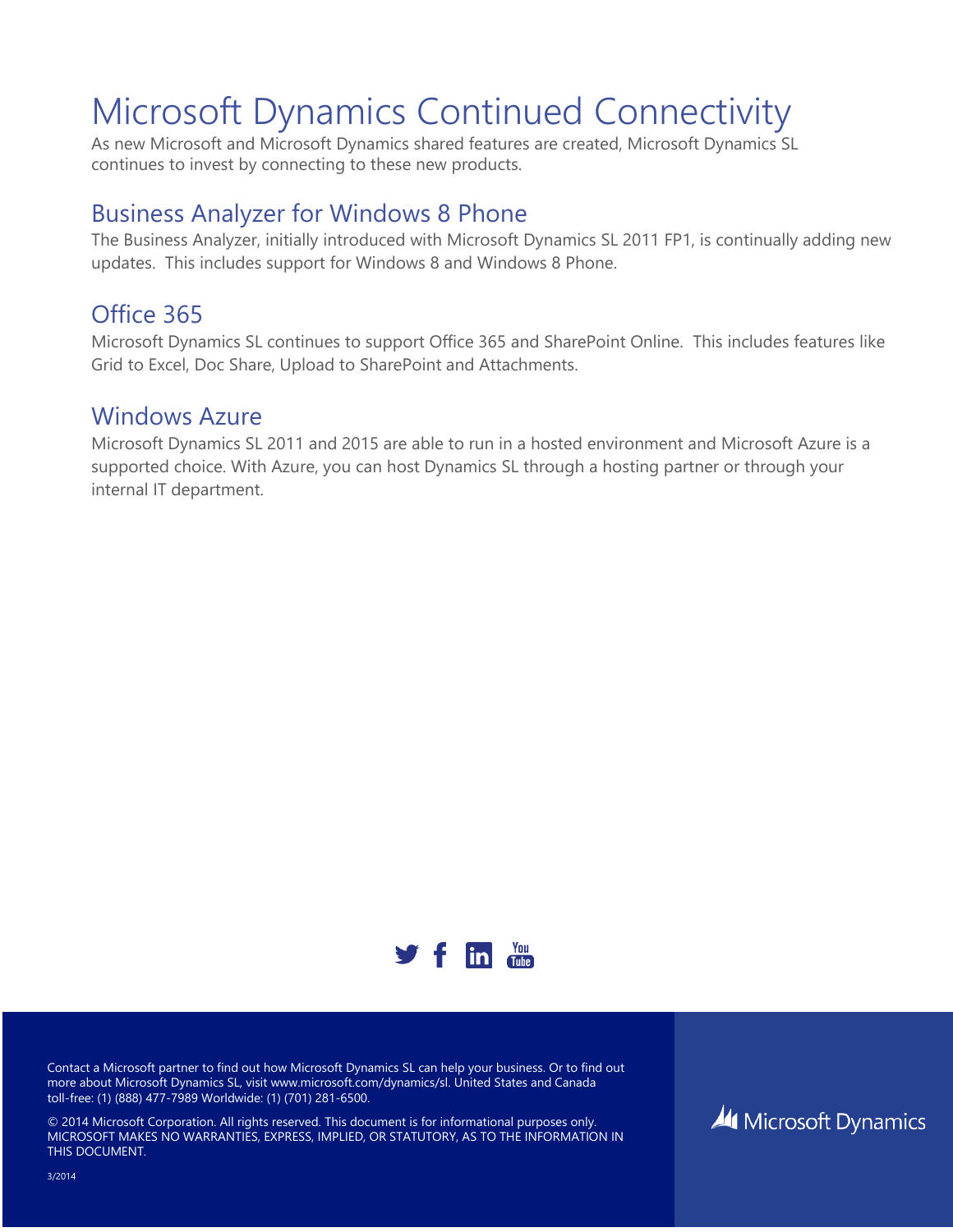# Microsoft Dynamics Continued Connectivity

As new Microsoft and Microsoft Dynamics shared features are created, Microsoft Dynamics SL continues to invest by connecting to these new products.

## Business Analyzer for Windows 8 Phone

The Business Analyzer, initially introduced with Microsoft Dynamics SL 2011 FP1, is continually adding new updates. This includes support for Windows 8 and Windows 8 Phone.

## Office 365

Microsoft Dynamics SL continues to support Office 365 and SharePoint Online. This includes features like Grid to Excel, Doc Share, Upload to SharePoint and Attachments.

## Windows Azure

Microsoft Dynamics SL 2011 and 2015 are able to run in a hosted environment and Microsoft Azure is a supported choice. With Azure, you can host Dynamics SL through a hosting partner or through your internal IT department.

Contact a Microsoft partner to find out how Microsoft Dynamics SL can help your business. Or to find out more about Microsoft Dynamics SL, visit www.microsoft.com/dynamics/sl. United States and Canada toll-free: (1) (888) 477-7989 Worldwide: (1) (701) 281-6500.

© 2014 Microsoft Corporation. All rights reserved. This document is for informational purposes only. MICROSOFT MAKES NO WARRANTIES, EXPRESS, IMPLIED, OR STATUTORY, AS TO THE INFORMATION IN THIS DOCUMENT.

3/2014

Microsoft Dynamics